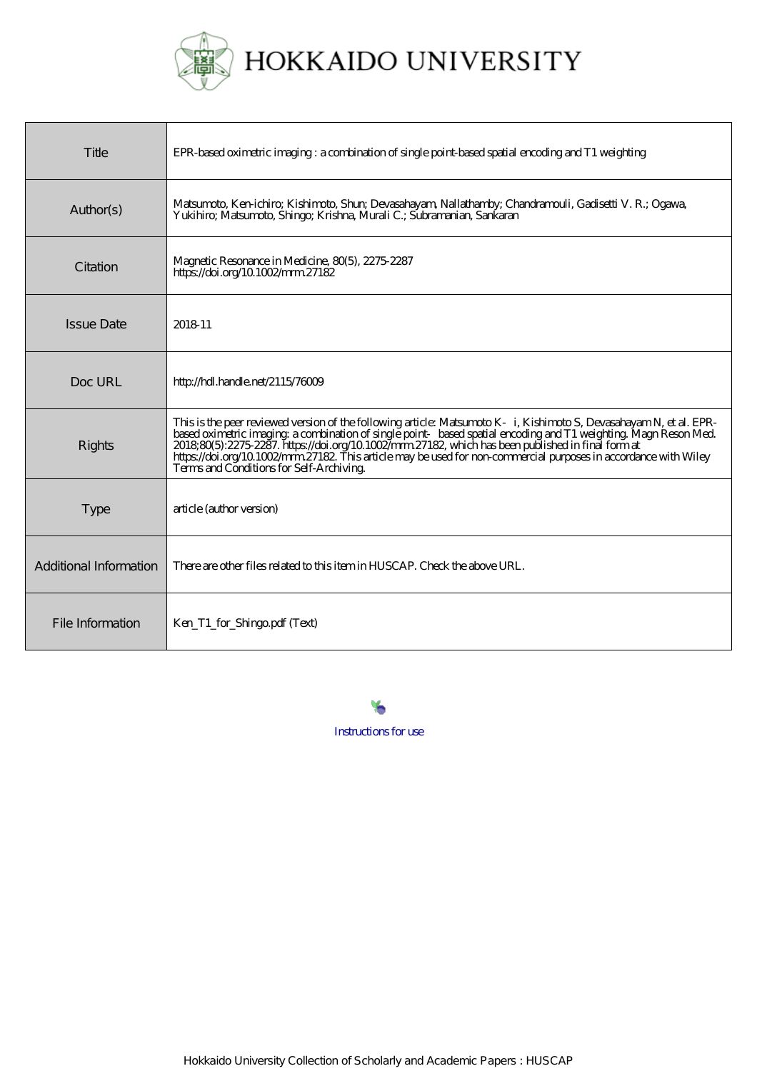# HOKKAIDO UNIVERSITY

| | |
|---|---|
| Title | EPR-based oximetric imaging : a combination of single point-based spatial encoding and T1 weighting |
| Author(s) | Matsumoto, Ken-ichiro; Kishimoto, Shun; Devasahayam, Nallathamby; Chandramouli, Gadisetti V. R.; Ogawa, Yukihiro; Matsumoto, Shingo; Krishna, Murali C.; Subramanian, Sankaran |
| Citation | Magnetic Resonance in Medicine, 80(5), 2275-2287<br>https://doi.org/10.1002/mrm.27182 |
| Issue Date | 2018-11 |
| Doc URL | http://hdl.handle.net/2115/76009 |
| Rights | This is the peer reviewed version of the following article: Matsumoto K- i, Kishimoto S, Devasahayam N, et al. EPR-based oximetric imaging: a combination of single point- based spatial encoding and T1 weighting. Magn Reson Med. 2018;80(5):2275-2287. https://doi.org/10.1002/mrm.27182, which has been published in final form at https://doi.org/10.1002/mrm.27182. This article may be used for non-commercial purposes in accordance with Wiley Terms and Conditions for Self-Archiving. |
| Type | article (author version) |
| Additional Information | There are other files related to this item in HUSCAP. Check the above URL. |
| File Information | Ken_T1_for_Shingo.pdf (Text) |

Instructions for use

Hokkaido University Collection of Scholarly and Academic Papers : HUSCAP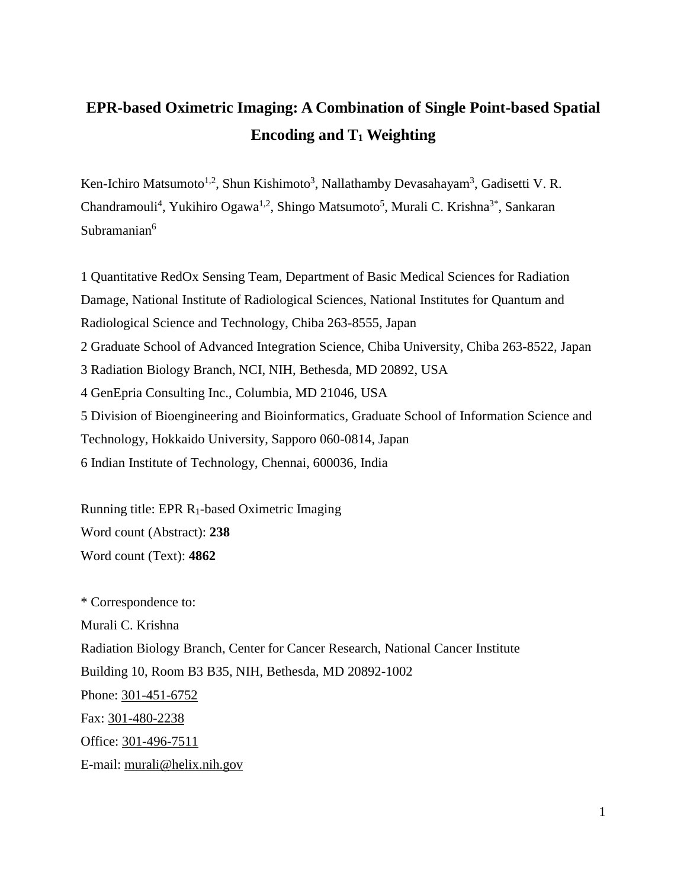# EPR-based Oximetric Imaging: A Combination of Single Point-based Spatial Encoding and $T_1$ Weighting

Ken-Ichiro Matsumoto[1,2], Shun Kishimoto[3], Nallathamby Devasahayam[3], Gadisetti V. R. Chandramouli[4], Yukihiro Ogawa[1,2], Shingo Matsumoto[5], Murali C. Krishna[3*], Sankaran Subramanian[6]

1 Quantitative RedOx Sensing Team, Department of Basic Medical Sciences for Radiation Damage, National Institute of Radiological Sciences, National Institutes for Quantum and Radiological Science and Technology, Chiba 263-8555, Japan

2 Graduate School of Advanced Integration Science, Chiba University, Chiba 263-8522, Japan

3 Radiation Biology Branch, NCI, NIH, Bethesda, MD 20892, USA

4 GenEpria Consulting Inc., Columbia, MD 21046, USA

5 Division of Bioengineering and Bioinformatics, Graduate School of Information Science and Technology, Hokkaido University, Sapporo 060-0814, Japan

6 Indian Institute of Technology, Chennai, 600036, India

Running title: EPR $R_1$-based Oximetric Imaging

Word count (Abstract): **238**

Word count (Text): **4862**

\* Correspondence to:

Murali C. Krishna

Radiation Biology Branch, Center for Cancer Research, National Cancer Institute

Building 10, Room B3 B35, NIH, Bethesda, MD 20892-1002

Phone: 301-451-6752

Fax: 301-480-2238

Office: 301-496-7511

E-mail: murali@helix.nih.gov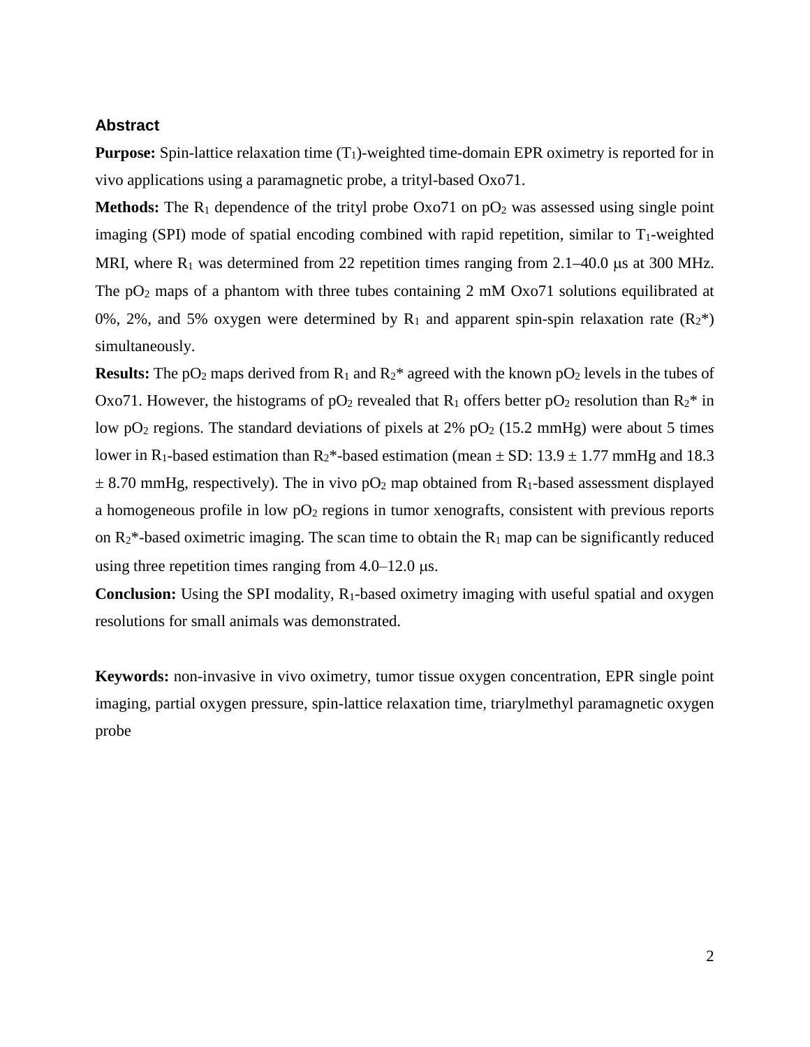## Abstract

**Purpose:** Spin-lattice relaxation time ($T_1$)-weighted time-domain EPR oximetry is reported for in vivo applications using a paramagnetic probe, a trityl-based Oxo71.

**Methods:** The $R_1$ dependence of the trityl probe Oxo71 on $pO_2$ was assessed using single point imaging (SPI) mode of spatial encoding combined with rapid repetition, similar to $T_1$-weighted MRI, where $R_1$ was determined from 22 repetition times ranging from 2.1–40.0 μs at 300 MHz. The $pO_2$ maps of a phantom with three tubes containing 2 mM Oxo71 solutions equilibrated at 0%, 2%, and 5% oxygen were determined by $R_1$ and apparent spin-spin relaxation rate ($R_2^*$) simultaneously.

**Results:** The $pO_2$ maps derived from $R_1$ and $R_2^*$ agreed with the known $pO_2$ levels in the tubes of Oxo71. However, the histograms of $pO_2$ revealed that $R_1$ offers better $pO_2$ resolution than $R_2^*$ in low $pO_2$ regions. The standard deviations of pixels at 2% $pO_2$ (15.2 mmHg) were about 5 times lower in $R_1$-based estimation than $R_2^*$-based estimation (mean ± SD: 13.9 ± 1.77 mmHg and 18.3 ± 8.70 mmHg, respectively). The in vivo $pO_2$ map obtained from $R_1$-based assessment displayed a homogeneous profile in low $pO_2$ regions in tumor xenografts, consistent with previous reports on $R_2^*$-based oximetric imaging. The scan time to obtain the $R_1$ map can be significantly reduced using three repetition times ranging from 4.0–12.0 μs.

**Conclusion:** Using the SPI modality, $R_1$-based oximetry imaging with useful spatial and oxygen resolutions for small animals was demonstrated.

**Keywords:** non-invasive in vivo oximetry, tumor tissue oxygen concentration, EPR single point imaging, partial oxygen pressure, spin-lattice relaxation time, triarylmethyl paramagnetic oxygen probe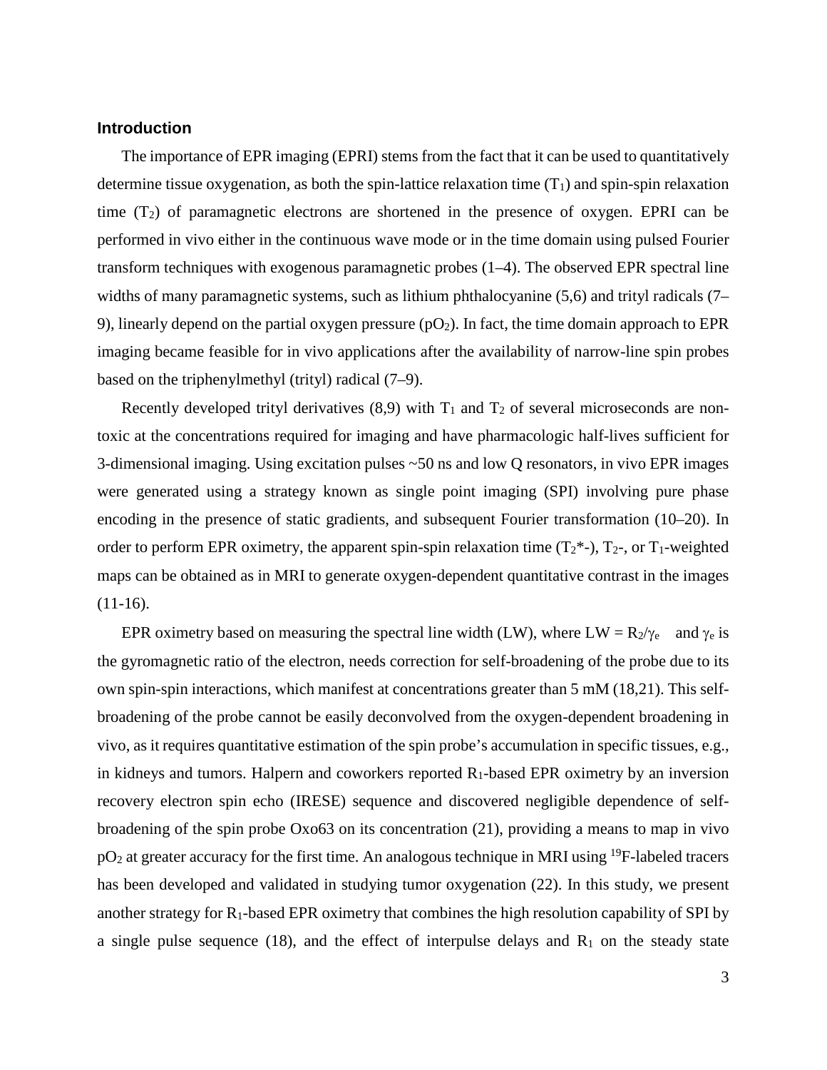## Introduction

The importance of EPR imaging (EPRI) stems from the fact that it can be used to quantitatively determine tissue oxygenation, as both the spin-lattice relaxation time ($T_1$) and spin-spin relaxation time ($T_2$) of paramagnetic electrons are shortened in the presence of oxygen. EPRI can be performed in vivo either in the continuous wave mode or in the time domain using pulsed Fourier transform techniques with exogenous paramagnetic probes (1–4). The observed EPR spectral line widths of many paramagnetic systems, such as lithium phthalocyanine (5,6) and trityl radicals (7–9), linearly depend on the partial oxygen pressure ($pO_2$). In fact, the time domain approach to EPR imaging became feasible for in vivo applications after the availability of narrow-line spin probes based on the triphenylmethyl (trityl) radical (7–9).

Recently developed trityl derivatives (8,9) with $T_1$ and $T_2$ of several microseconds are non-toxic at the concentrations required for imaging and have pharmacologic half-lives sufficient for 3-dimensional imaging. Using excitation pulses ~50 ns and low Q resonators, in vivo EPR images were generated using a strategy known as single point imaging (SPI) involving pure phase encoding in the presence of static gradients, and subsequent Fourier transformation (10–20). In order to perform EPR oximetry, the apparent spin-spin relaxation time ($T_2$*-), $T_2$-, or $T_1$-weighted maps can be obtained as in MRI to generate oxygen-dependent quantitative contrast in the images (11-16).

EPR oximetry based on measuring the spectral line width (LW), where $LW = R_2/\gamma_e$ and $\gamma_e$ is the gyromagnetic ratio of the electron, needs correction for self-broadening of the probe due to its own spin-spin interactions, which manifest at concentrations greater than 5 mM (18,21). This self-broadening of the probe cannot be easily deconvolved from the oxygen-dependent broadening in vivo, as it requires quantitative estimation of the spin probe's accumulation in specific tissues, e.g., in kidneys and tumors. Halpern and coworkers reported $R_1$-based EPR oximetry by an inversion recovery electron spin echo (IRESE) sequence and discovered negligible dependence of self-broadening of the spin probe Oxo63 on its concentration (21), providing a means to map in vivo $pO_2$ at greater accuracy for the first time. An analogous technique in MRI using $^{19}F$-labeled tracers has been developed and validated in studying tumor oxygenation (22). In this study, we present another strategy for $R_1$-based EPR oximetry that combines the high resolution capability of SPI by a single pulse sequence (18), and the effect of interpulse delays and $R_1$ on the steady state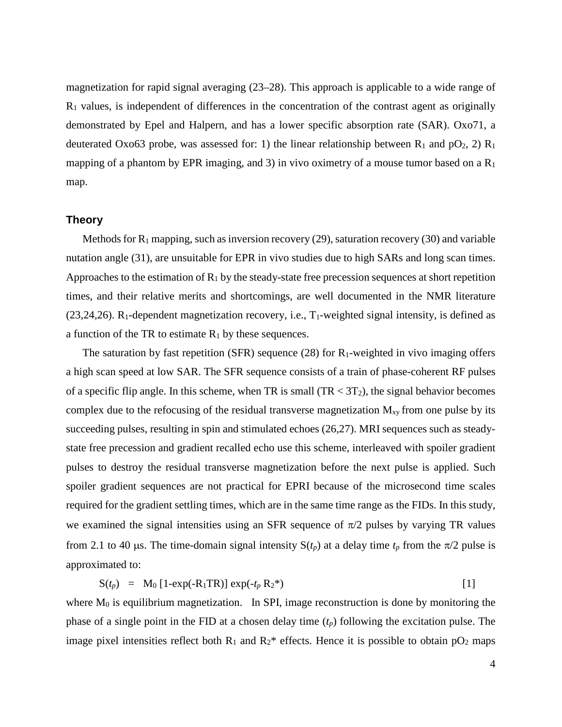magnetization for rapid signal averaging (23–28). This approach is applicable to a wide range of $R_1$ values, is independent of differences in the concentration of the contrast agent as originally demonstrated by Epel and Halpern, and has a lower specific absorption rate (SAR). Oxo71, a deuterated Oxo63 probe, was assessed for: 1) the linear relationship between $R_1$ and $pO_2$, 2) $R_1$ mapping of a phantom by EPR imaging, and 3) in vivo oximetry of a mouse tumor based on a $R_1$ map.

## Theory

Methods for $R_1$ mapping, such as inversion recovery (29), saturation recovery (30) and variable nutation angle (31), are unsuitable for EPR in vivo studies due to high SARs and long scan times. Approaches to the estimation of $R_1$ by the steady-state free precession sequences at short repetition times, and their relative merits and shortcomings, are well documented in the NMR literature (23,24,26). $R_1$-dependent magnetization recovery, i.e., $T_1$-weighted signal intensity, is defined as a function of the TR to estimate $R_1$ by these sequences.

The saturation by fast repetition (SFR) sequence (28) for $R_1$-weighted in vivo imaging offers a high scan speed at low SAR. The SFR sequence consists of a train of phase-coherent RF pulses of a specific flip angle. In this scheme, when TR is small ($TR < 3T_2$), the signal behavior becomes complex due to the refocusing of the residual transverse magnetization $M_{xy}$ from one pulse by its succeeding pulses, resulting in spin and stimulated echoes (26,27). MRI sequences such as steady-state free precession and gradient recalled echo use this scheme, interleaved with spoiler gradient pulses to destroy the residual transverse magnetization before the next pulse is applied. Such spoiler gradient sequences are not practical for EPRI because of the microsecond time scales required for the gradient settling times, which are in the same time range as the FIDs. In this study, we examined the signal intensities using an SFR sequence of $\pi/2$ pulses by varying TR values from 2.1 to 40 μs. The time-domain signal intensity $S(t_p)$ at a delay time $t_p$ from the $\pi/2$ pulse is approximated to:

$$S(t_p) = M_0 \, [1-\exp(-R_1 TR)] \, \exp(-t_p R_2^*) \qquad [1]$$

where $M_0$ is equilibrium magnetization. In SPI, image reconstruction is done by monitoring the phase of a single point in the FID at a chosen delay time ($t_p$) following the excitation pulse. The image pixel intensities reflect both $R_1$ and $R_2^*$ effects. Hence it is possible to obtain $pO_2$ maps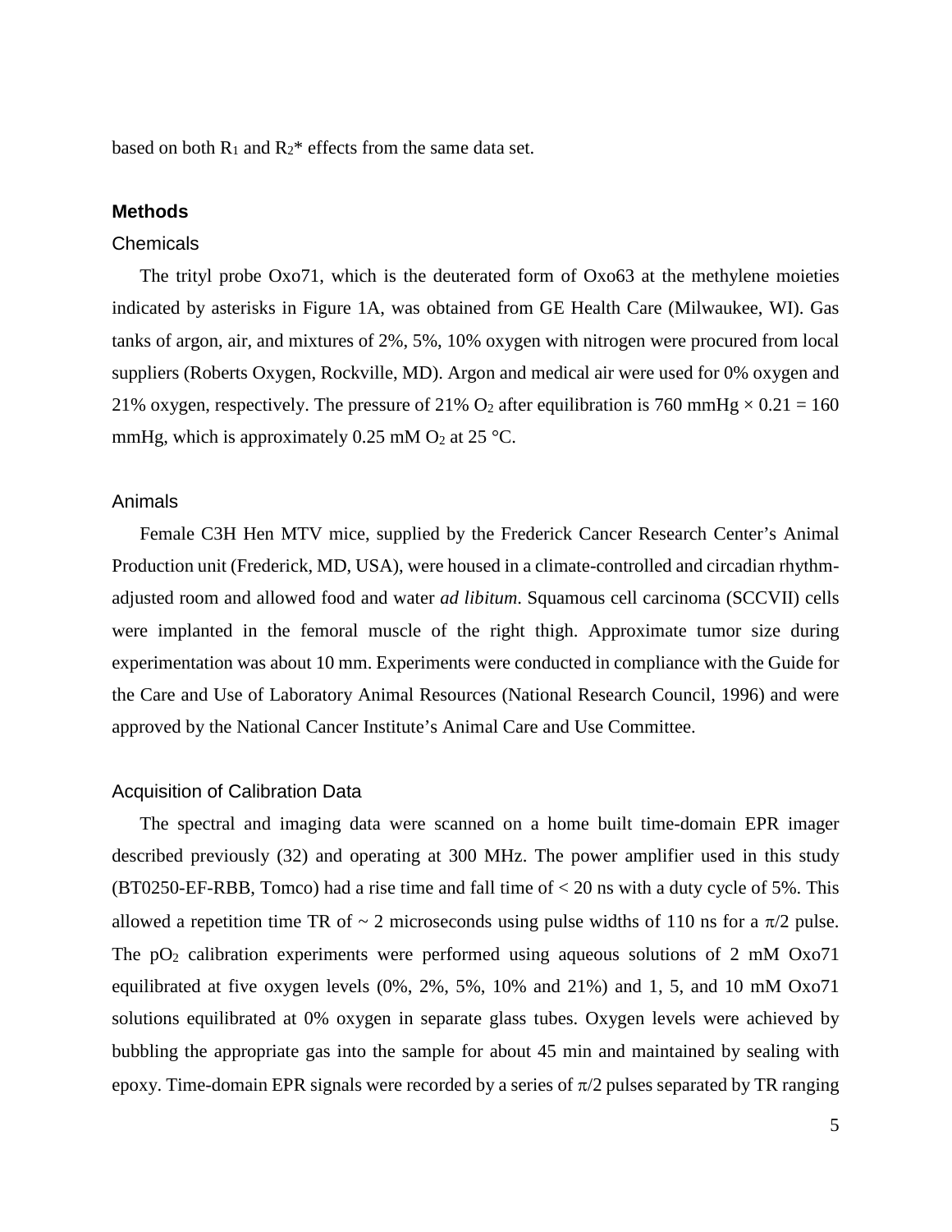based on both $R_1$ and $R_2$* effects from the same data set.

## Methods

### Chemicals

The trityl probe Oxo71, which is the deuterated form of Oxo63 at the methylene moieties indicated by asterisks in Figure 1A, was obtained from GE Health Care (Milwaukee, WI). Gas tanks of argon, air, and mixtures of 2%, 5%, 10% oxygen with nitrogen were procured from local suppliers (Roberts Oxygen, Rockville, MD). Argon and medical air were used for 0% oxygen and 21% oxygen, respectively. The pressure of 21% $O_2$ after equilibration is 760 mmHg $\times$ 0.21 = 160 mmHg, which is approximately 0.25 mM $O_2$ at 25 °C.

### Animals

Female C3H Hen MTV mice, supplied by the Frederick Cancer Research Center's Animal Production unit (Frederick, MD, USA), were housed in a climate-controlled and circadian rhythm-adjusted room and allowed food and water *ad libitum*. Squamous cell carcinoma (SCCVII) cells were implanted in the femoral muscle of the right thigh. Approximate tumor size during experimentation was about 10 mm. Experiments were conducted in compliance with the Guide for the Care and Use of Laboratory Animal Resources (National Research Council, 1996) and were approved by the National Cancer Institute's Animal Care and Use Committee.

### Acquisition of Calibration Data

The spectral and imaging data were scanned on a home built time-domain EPR imager described previously (32) and operating at 300 MHz. The power amplifier used in this study (BT0250-EF-RBB, Tomco) had a rise time and fall time of < 20 ns with a duty cycle of 5%. This allowed a repetition time TR of ~ 2 microseconds using pulse widths of 110 ns for a $\pi/2$ pulse. The $pO_2$ calibration experiments were performed using aqueous solutions of 2 mM Oxo71 equilibrated at five oxygen levels (0%, 2%, 5%, 10% and 21%) and 1, 5, and 10 mM Oxo71 solutions equilibrated at 0% oxygen in separate glass tubes. Oxygen levels were achieved by bubbling the appropriate gas into the sample for about 45 min and maintained by sealing with epoxy. Time-domain EPR signals were recorded by a series of $\pi/2$ pulses separated by TR ranging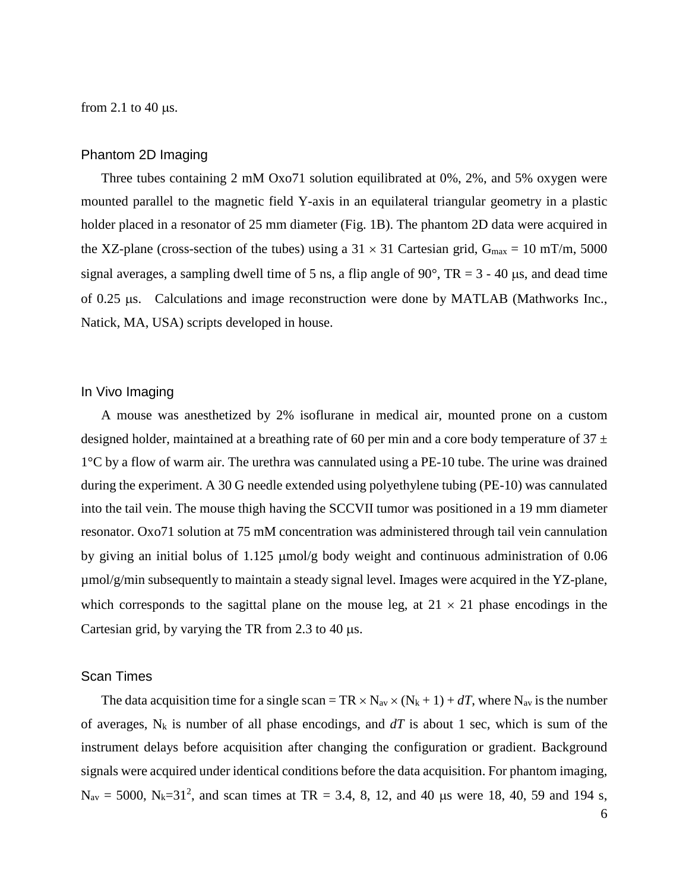from 2.1 to 40 μs.

### Phantom 2D Imaging

Three tubes containing 2 mM Oxo71 solution equilibrated at 0%, 2%, and 5% oxygen were mounted parallel to the magnetic field Y-axis in an equilateral triangular geometry in a plastic holder placed in a resonator of 25 mm diameter (Fig. 1B). The phantom 2D data were acquired in the XZ-plane (cross-section of the tubes) using a 31 × 31 Cartesian grid, $G_{max}$ = 10 mT/m, 5000 signal averages, a sampling dwell time of 5 ns, a flip angle of 90°, TR = 3 - 40 μs, and dead time of 0.25 μs. Calculations and image reconstruction were done by MATLAB (Mathworks Inc., Natick, MA, USA) scripts developed in house.

### In Vivo Imaging

A mouse was anesthetized by 2% isoflurane in medical air, mounted prone on a custom designed holder, maintained at a breathing rate of 60 per min and a core body temperature of 37 ± 1°C by a flow of warm air. The urethra was cannulated using a PE-10 tube. The urine was drained during the experiment. A 30 G needle extended using polyethylene tubing (PE-10) was cannulated into the tail vein. The mouse thigh having the SCCVII tumor was positioned in a 19 mm diameter resonator. Oxo71 solution at 75 mM concentration was administered through tail vein cannulation by giving an initial bolus of 1.125 μmol/g body weight and continuous administration of 0.06 μmol/g/min subsequently to maintain a steady signal level. Images were acquired in the YZ-plane, which corresponds to the sagittal plane on the mouse leg, at 21 × 21 phase encodings in the Cartesian grid, by varying the TR from 2.3 to 40 μs.

### Scan Times

The data acquisition time for a single scan = TR × $N_{av}$ × ($N_k$ + 1) + $dT$, where $N_{av}$ is the number of averages, $N_k$ is number of all phase encodings, and $dT$ is about 1 sec, which is sum of the instrument delays before acquisition after changing the configuration or gradient. Background signals were acquired under identical conditions before the data acquisition. For phantom imaging, $N_{av}$ = 5000, $N_k$=$31^2$, and scan times at TR = 3.4, 8, 12, and 40 μs were 18, 40, 59 and 194 s,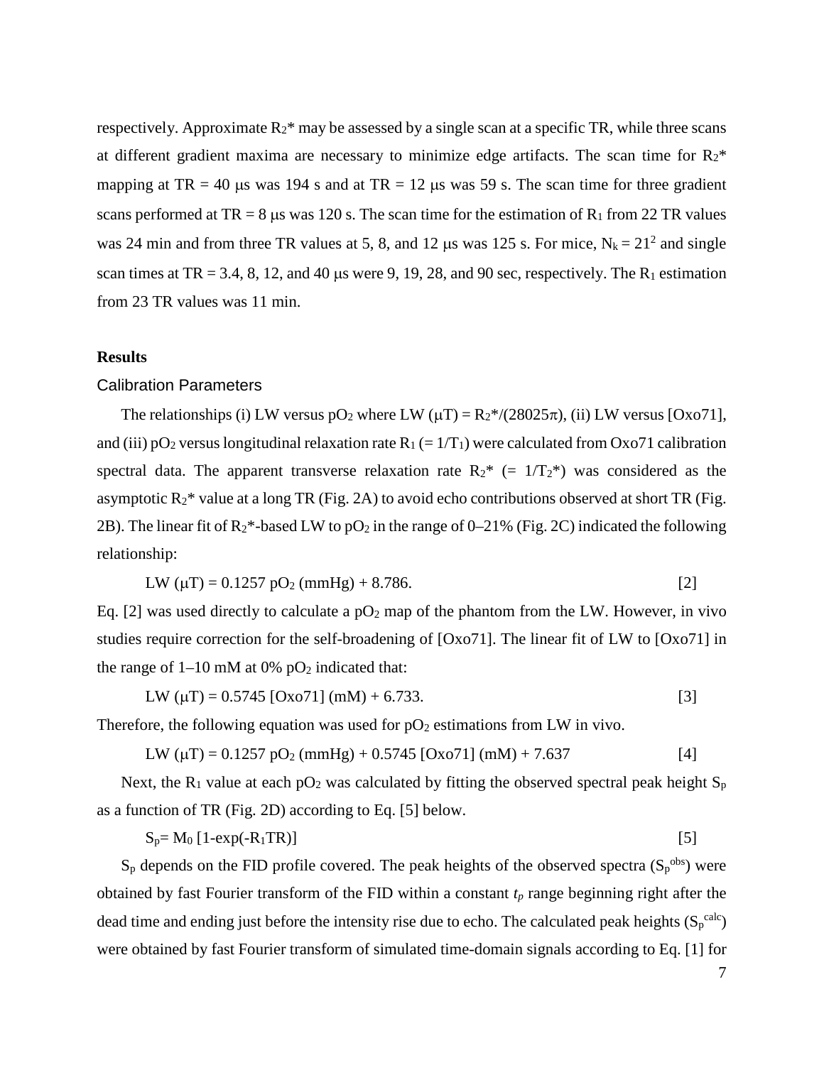respectively. Approximate $R_2$* may be assessed by a single scan at a specific TR, while three scans at different gradient maxima are necessary to minimize edge artifacts. The scan time for $R_2$* mapping at TR = 40 μs was 194 s and at TR = 12 μs was 59 s. The scan time for three gradient scans performed at TR = 8 μs was 120 s. The scan time for the estimation of $R_1$ from 22 TR values was 24 min and from three TR values at 5, 8, and 12 μs was 125 s. For mice, $N_k = 21^2$ and single scan times at TR = 3.4, 8, 12, and 40 μs were 9, 19, 28, and 90 sec, respectively. The $R_1$ estimation from 23 TR values was 11 min.

**Results**

## Calibration Parameters

The relationships (i) LW versus $pO_2$ where LW (μT) = $R_2$*/(28025π), (ii) LW versus [Oxo71], and (iii) $pO_2$ versus longitudinal relaxation rate $R_1$ (= $1/T_1$) were calculated from Oxo71 calibration spectral data. The apparent transverse relaxation rate $R_2$* (= $1/T_2$*) was considered as the asymptotic $R_2$* value at a long TR (Fig. 2A) to avoid echo contributions observed at short TR (Fig. 2B). The linear fit of $R_2$*-based LW to $pO_2$ in the range of 0–21% (Fig. 2C) indicated the following relationship:

$$\text{LW}\ (\mu\text{T}) = 0.1257\ pO_2\ (\text{mmHg}) + 8.786. \qquad [2]$$

Eq. [2] was used directly to calculate a $pO_2$ map of the phantom from the LW. However, in vivo studies require correction for the self-broadening of [Oxo71]. The linear fit of LW to [Oxo71] in the range of 1–10 mM at 0% $pO_2$ indicated that:

$$\text{LW}\ (\mu\text{T}) = 0.5745\ [\text{Oxo71}]\ (\text{mM}) + 6.733. \qquad [3]$$

Therefore, the following equation was used for $pO_2$ estimations from LW in vivo.

$$\text{LW}\ (\mu\text{T}) = 0.1257\ pO_2\ (\text{mmHg}) + 0.5745\ [\text{Oxo71}]\ (\text{mM}) + 7.637 \qquad [4]$$

Next, the $R_1$ value at each $pO_2$ was calculated by fitting the observed spectral peak height $S_p$ as a function of TR (Fig. 2D) according to Eq. [5] below.

$$S_p = M_0\ [1 - \exp(-R_1 \text{TR})] \qquad [5]$$

$S_p$ depends on the FID profile covered. The peak heights of the observed spectra ($S_p^{obs}$) were obtained by fast Fourier transform of the FID within a constant $t_p$ range beginning right after the dead time and ending just before the intensity rise due to echo. The calculated peak heights ($S_p^{calc}$) were obtained by fast Fourier transform of simulated time-domain signals according to Eq. [1] for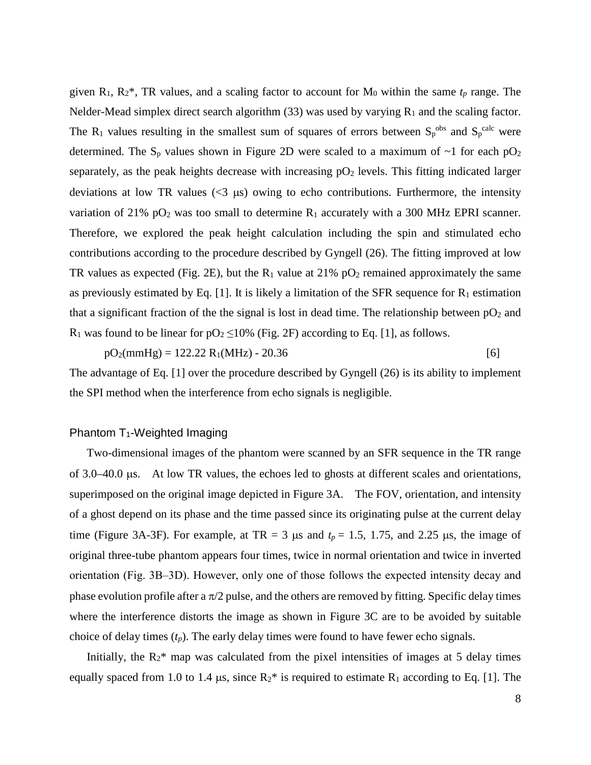given $R_1$, $R_2$*, TR values, and a scaling factor to account for $M_0$ within the same $t_p$ range. The Nelder-Mead simplex direct search algorithm (33) was used by varying $R_1$ and the scaling factor. The $R_1$ values resulting in the smallest sum of squares of errors between $S_p^{obs}$ and $S_p^{calc}$ were determined. The $S_p$ values shown in Figure 2D were scaled to a maximum of ~1 for each $pO_2$ separately, as the peak heights decrease with increasing $pO_2$ levels. This fitting indicated larger deviations at low TR values (<3 μs) owing to echo contributions. Furthermore, the intensity variation of 21% $pO_2$ was too small to determine $R_1$ accurately with a 300 MHz EPRI scanner. Therefore, we explored the peak height calculation including the spin and stimulated echo contributions according to the procedure described by Gyngell (26). The fitting improved at low TR values as expected (Fig. 2E), but the $R_1$ value at 21% $pO_2$ remained approximately the same as previously estimated by Eq. [1]. It is likely a limitation of the SFR sequence for $R_1$ estimation that a significant fraction of the the signal is lost in dead time. The relationship between $pO_2$ and $R_1$ was found to be linear for $pO_2 \leq 10\%$ (Fig. 2F) according to Eq. [1], as follows.

$$pO_2(\text{mmHg}) = 122.22\ R_1(\text{MHz}) - 20.36 \qquad [6]$$

The advantage of Eq. [1] over the procedure described by Gyngell (26) is its ability to implement the SPI method when the interference from echo signals is negligible.

### Phantom $T_1$-Weighted Imaging

Two-dimensional images of the phantom were scanned by an SFR sequence in the TR range of 3.0–40.0 μs. At low TR values, the echoes led to ghosts at different scales and orientations, superimposed on the original image depicted in Figure 3A. The FOV, orientation, and intensity of a ghost depend on its phase and the time passed since its originating pulse at the current delay time (Figure 3A-3F). For example, at TR = 3 μs and $t_p$ = 1.5, 1.75, and 2.25 μs, the image of original three-tube phantom appears four times, twice in normal orientation and twice in inverted orientation (Fig. 3B–3D). However, only one of those follows the expected intensity decay and phase evolution profile after a $\pi/2$ pulse, and the others are removed by fitting. Specific delay times where the interference distorts the image as shown in Figure 3C are to be avoided by suitable choice of delay times ($t_p$). The early delay times were found to have fewer echo signals.

Initially, the $R_2$* map was calculated from the pixel intensities of images at 5 delay times equally spaced from 1.0 to 1.4 μs, since $R_2$* is required to estimate $R_1$ according to Eq. [1]. The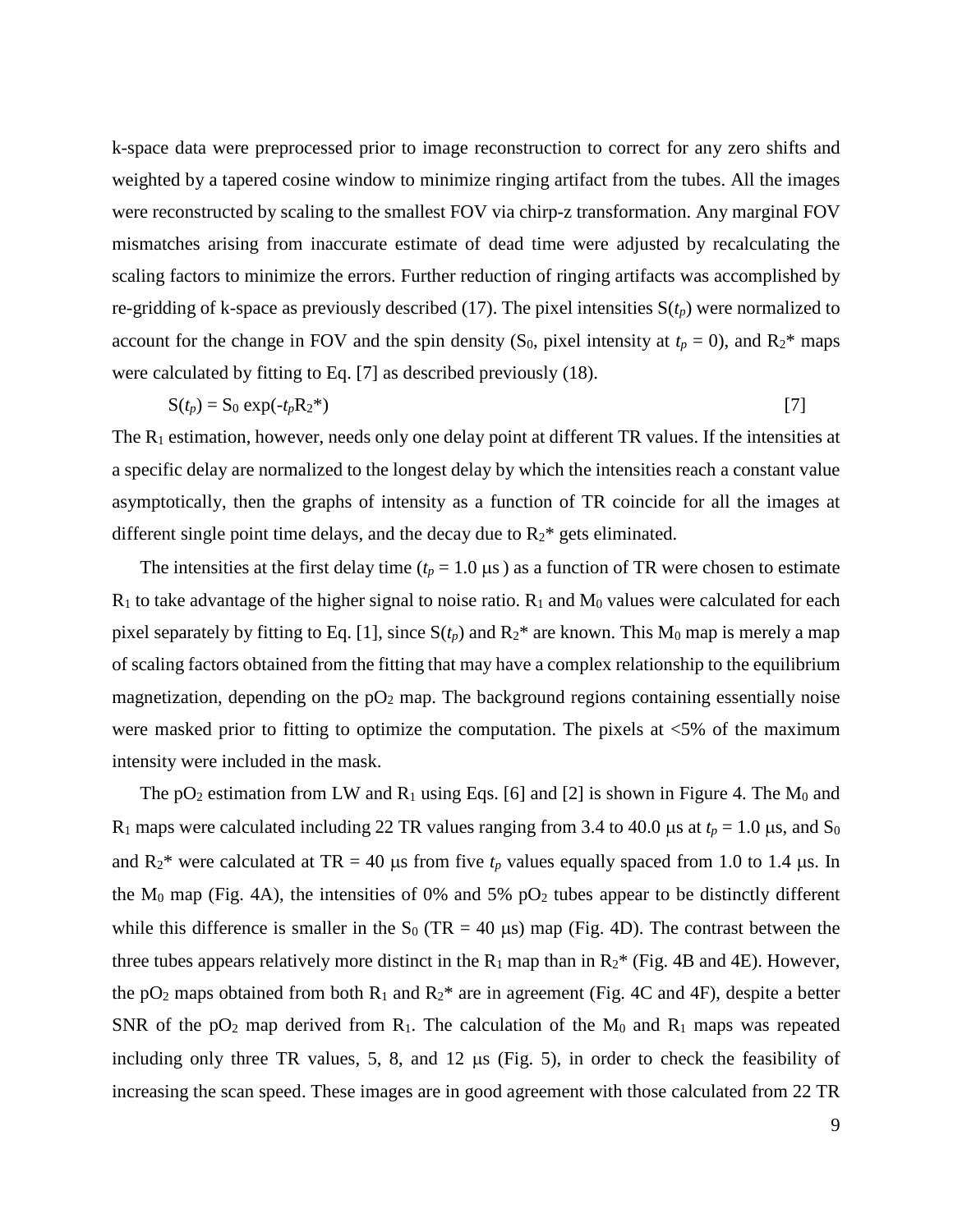k-space data were preprocessed prior to image reconstruction to correct for any zero shifts and weighted by a tapered cosine window to minimize ringing artifact from the tubes. All the images were reconstructed by scaling to the smallest FOV via chirp-z transformation. Any marginal FOV mismatches arising from inaccurate estimate of dead time were adjusted by recalculating the scaling factors to minimize the errors. Further reduction of ringing artifacts was accomplished by re-gridding of k-space as previously described (17). The pixel intensities $S(t_p)$ were normalized to account for the change in FOV and the spin density ($S_0$, pixel intensity at $t_p = 0$), and $R_2^*$ maps were calculated by fitting to Eq. [7] as described previously (18).

$$S(t_p) = S_0 \exp(-t_p R_2^*) \qquad [7]$$

The $R_1$ estimation, however, needs only one delay point at different TR values. If the intensities at a specific delay are normalized to the longest delay by which the intensities reach a constant value asymptotically, then the graphs of intensity as a function of TR coincide for all the images at different single point time delays, and the decay due to $R_2^*$ gets eliminated.

The intensities at the first delay time ($t_p = 1.0$ μs) as a function of TR were chosen to estimate $R_1$ to take advantage of the higher signal to noise ratio. $R_1$ and $M_0$ values were calculated for each pixel separately by fitting to Eq. [1], since $S(t_p)$ and $R_2^*$ are known. This $M_0$ map is merely a map of scaling factors obtained from the fitting that may have a complex relationship to the equilibrium magnetization, depending on the $pO_2$ map. The background regions containing essentially noise were masked prior to fitting to optimize the computation. The pixels at <5% of the maximum intensity were included in the mask.

The $pO_2$ estimation from LW and $R_1$ using Eqs. [6] and [2] is shown in Figure 4. The $M_0$ and $R_1$ maps were calculated including 22 TR values ranging from 3.4 to 40.0 μs at $t_p = 1.0$ μs, and $S_0$ and $R_2^*$ were calculated at TR = 40 μs from five $t_p$ values equally spaced from 1.0 to 1.4 μs. In the $M_0$ map (Fig. 4A), the intensities of 0% and 5% $pO_2$ tubes appear to be distinctly different while this difference is smaller in the $S_0$ (TR = 40 μs) map (Fig. 4D). The contrast between the three tubes appears relatively more distinct in the $R_1$ map than in $R_2^*$ (Fig. 4B and 4E). However, the $pO_2$ maps obtained from both $R_1$ and $R_2^*$ are in agreement (Fig. 4C and 4F), despite a better SNR of the $pO_2$ map derived from $R_1$. The calculation of the $M_0$ and $R_1$ maps was repeated including only three TR values, 5, 8, and 12 μs (Fig. 5), in order to check the feasibility of increasing the scan speed. These images are in good agreement with those calculated from 22 TR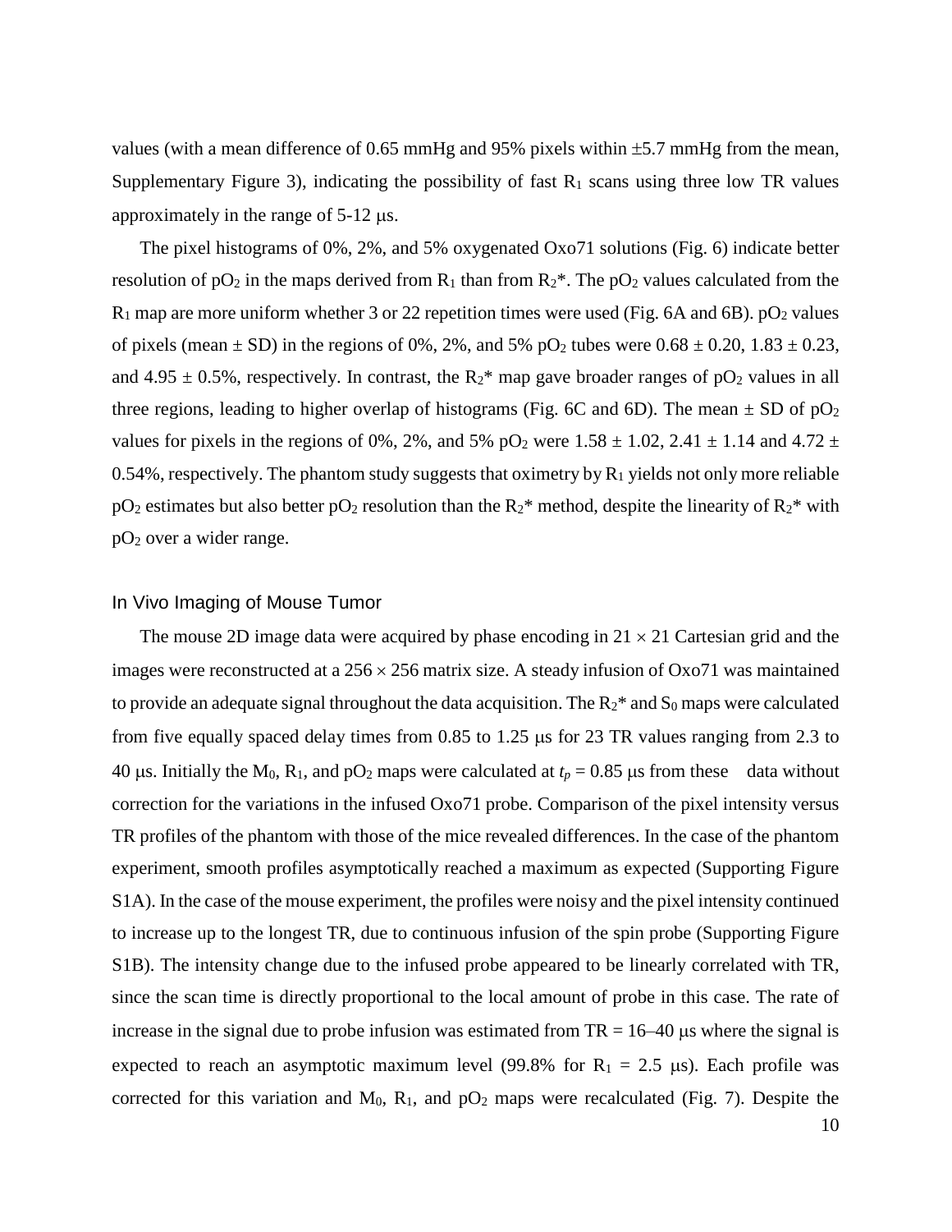values (with a mean difference of 0.65 mmHg and 95% pixels within ±5.7 mmHg from the mean, Supplementary Figure 3), indicating the possibility of fast $R_1$ scans using three low TR values approximately in the range of 5-12 μs.

The pixel histograms of 0%, 2%, and 5% oxygenated Oxo71 solutions (Fig. 6) indicate better resolution of $pO_2$ in the maps derived from $R_1$ than from $R_2$*. The $pO_2$ values calculated from the $R_1$ map are more uniform whether 3 or 22 repetition times were used (Fig. 6A and 6B). $pO_2$ values of pixels (mean ± SD) in the regions of 0%, 2%, and 5% $pO_2$ tubes were 0.68 ± 0.20, 1.83 ± 0.23, and 4.95 ± 0.5%, respectively. In contrast, the $R_2$* map gave broader ranges of $pO_2$ values in all three regions, leading to higher overlap of histograms (Fig. 6C and 6D). The mean ± SD of $pO_2$ values for pixels in the regions of 0%, 2%, and 5% $pO_2$ were 1.58 ± 1.02, 2.41 ± 1.14 and 4.72 ± 0.54%, respectively. The phantom study suggests that oximetry by $R_1$ yields not only more reliable $pO_2$ estimates but also better $pO_2$ resolution than the $R_2$* method, despite the linearity of $R_2$* with $pO_2$ over a wider range.

## In Vivo Imaging of Mouse Tumor

The mouse 2D image data were acquired by phase encoding in 21 × 21 Cartesian grid and the images were reconstructed at a 256 × 256 matrix size. A steady infusion of Oxo71 was maintained to provide an adequate signal throughout the data acquisition. The $R_2$* and $S_0$ maps were calculated from five equally spaced delay times from 0.85 to 1.25 μs for 23 TR values ranging from 2.3 to 40 μs. Initially the $M_0$, $R_1$, and $pO_2$ maps were calculated at $t_p$ = 0.85 μs from these data without correction for the variations in the infused Oxo71 probe. Comparison of the pixel intensity versus TR profiles of the phantom with those of the mice revealed differences. In the case of the phantom experiment, smooth profiles asymptotically reached a maximum as expected (Supporting Figure S1A). In the case of the mouse experiment, the profiles were noisy and the pixel intensity continued to increase up to the longest TR, due to continuous infusion of the spin probe (Supporting Figure S1B). The intensity change due to the infused probe appeared to be linearly correlated with TR, since the scan time is directly proportional to the local amount of probe in this case. The rate of increase in the signal due to probe infusion was estimated from TR = 16–40 μs where the signal is expected to reach an asymptotic maximum level (99.8% for $R_1$ = 2.5 μs). Each profile was corrected for this variation and $M_0$, $R_1$, and $pO_2$ maps were recalculated (Fig. 7). Despite the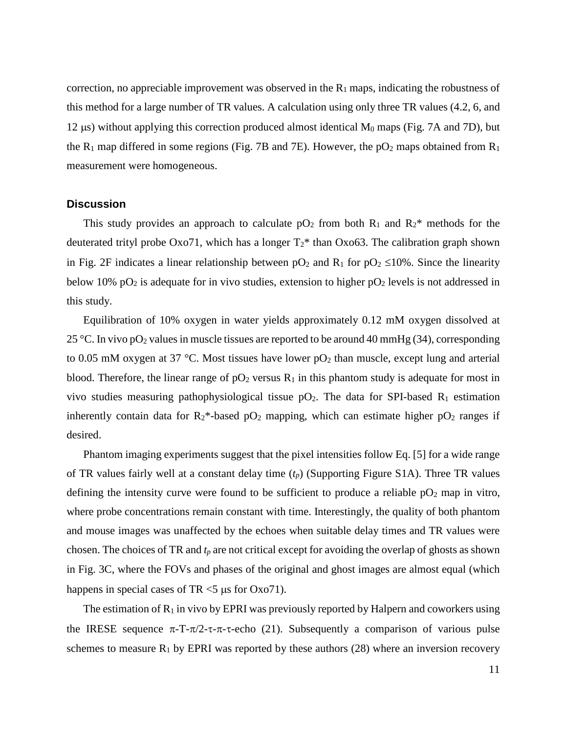correction, no appreciable improvement was observed in the $R_1$ maps, indicating the robustness of this method for a large number of TR values. A calculation using only three TR values (4.2, 6, and 12 μs) without applying this correction produced almost identical $M_0$ maps (Fig. 7A and 7D), but the $R_1$ map differed in some regions (Fig. 7B and 7E). However, the $pO_2$ maps obtained from $R_1$ measurement were homogeneous.

## Discussion

This study provides an approach to calculate $pO_2$ from both $R_1$ and $R_2$* methods for the deuterated trityl probe Oxo71, which has a longer $T_2$* than Oxo63. The calibration graph shown in Fig. 2F indicates a linear relationship between $pO_2$ and $R_1$ for $pO_2 \leq 10\%$. Since the linearity below 10% $pO_2$ is adequate for in vivo studies, extension to higher $pO_2$ levels is not addressed in this study.

Equilibration of 10% oxygen in water yields approximately 0.12 mM oxygen dissolved at 25 °C. In vivo $pO_2$ values in muscle tissues are reported to be around 40 mmHg (34), corresponding to 0.05 mM oxygen at 37 °C. Most tissues have lower $pO_2$ than muscle, except lung and arterial blood. Therefore, the linear range of $pO_2$ versus $R_1$ in this phantom study is adequate for most in vivo studies measuring pathophysiological tissue $pO_2$. The data for SPI-based $R_1$ estimation inherently contain data for $R_2$*-based $pO_2$ mapping, which can estimate higher $pO_2$ ranges if desired.

Phantom imaging experiments suggest that the pixel intensities follow Eq. [5] for a wide range of TR values fairly well at a constant delay time ($t_p$) (Supporting Figure S1A). Three TR values defining the intensity curve were found to be sufficient to produce a reliable $pO_2$ map in vitro, where probe concentrations remain constant with time. Interestingly, the quality of both phantom and mouse images was unaffected by the echoes when suitable delay times and TR values were chosen. The choices of TR and $t_p$ are not critical except for avoiding the overlap of ghosts as shown in Fig. 3C, where the FOVs and phases of the original and ghost images are almost equal (which happens in special cases of TR <5 μs for Oxo71).

The estimation of $R_1$ in vivo by EPRI was previously reported by Halpern and coworkers using the IRESE sequence $\pi$-T-$\pi/2$-$\tau$-$\pi$-$\tau$-echo (21). Subsequently a comparison of various pulse schemes to measure $R_1$ by EPRI was reported by these authors (28) where an inversion recovery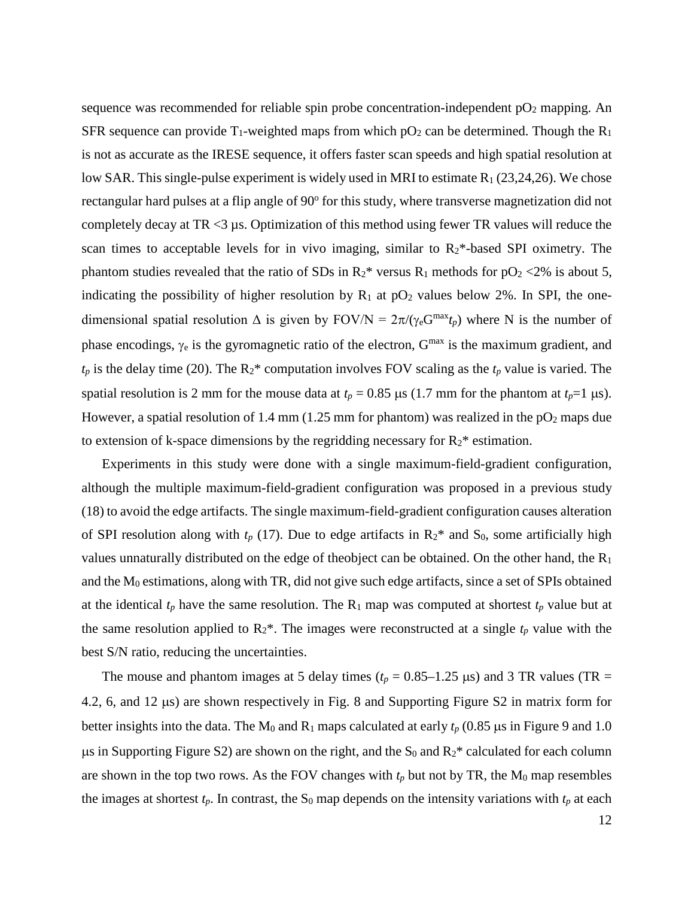sequence was recommended for reliable spin probe concentration-independent $pO_2$ mapping. An SFR sequence can provide $T_1$-weighted maps from which $pO_2$ can be determined. Though the $R_1$ is not as accurate as the IRESE sequence, it offers faster scan speeds and high spatial resolution at low SAR. This single-pulse experiment is widely used in MRI to estimate $R_1$ (23,24,26). We chose rectangular hard pulses at a flip angle of 90° for this study, where transverse magnetization did not completely decay at TR <3 µs. Optimization of this method using fewer TR values will reduce the scan times to acceptable levels for in vivo imaging, similar to $R_2$*-based SPI oximetry. The phantom studies revealed that the ratio of SDs in $R_2$* versus $R_1$ methods for $pO_2$ <2% is about 5, indicating the possibility of higher resolution by $R_1$ at $pO_2$ values below 2%. In SPI, the one-dimensional spatial resolution $\Delta$ is given by $FOV/N = 2\pi/(\gamma_e G^{max} t_p)$ where N is the number of phase encodings, $\gamma_e$ is the gyromagnetic ratio of the electron, $G^{max}$ is the maximum gradient, and $t_p$ is the delay time (20). The $R_2$* computation involves FOV scaling as the $t_p$ value is varied. The spatial resolution is 2 mm for the mouse data at $t_p$ = 0.85 µs (1.7 mm for the phantom at $t_p$=1 µs). However, a spatial resolution of 1.4 mm (1.25 mm for phantom) was realized in the $pO_2$ maps due to extension of k-space dimensions by the regridding necessary for $R_2$* estimation.

Experiments in this study were done with a single maximum-field-gradient configuration, although the multiple maximum-field-gradient configuration was proposed in a previous study (18) to avoid the edge artifacts. The single maximum-field-gradient configuration causes alteration of SPI resolution along with $t_p$ (17). Due to edge artifacts in $R_2$* and $S_0$, some artificially high values unnaturally distributed on the edge of theobject can be obtained. On the other hand, the $R_1$ and the $M_0$ estimations, along with TR, did not give such edge artifacts, since a set of SPIs obtained at the identical $t_p$ have the same resolution. The $R_1$ map was computed at shortest $t_p$ value but at the same resolution applied to $R_2$*. The images were reconstructed at a single $t_p$ value with the best S/N ratio, reducing the uncertainties.

The mouse and phantom images at 5 delay times ($t_p$ = 0.85–1.25 µs) and 3 TR values (TR = 4.2, 6, and 12 µs) are shown respectively in Fig. 8 and Supporting Figure S2 in matrix form for better insights into the data. The $M_0$ and $R_1$ maps calculated at early $t_p$ (0.85 µs in Figure 9 and 1.0 µs in Supporting Figure S2) are shown on the right, and the $S_0$ and $R_2$* calculated for each column are shown in the top two rows. As the FOV changes with $t_p$ but not by TR, the $M_0$ map resembles the images at shortest $t_p$. In contrast, the $S_0$ map depends on the intensity variations with $t_p$ at each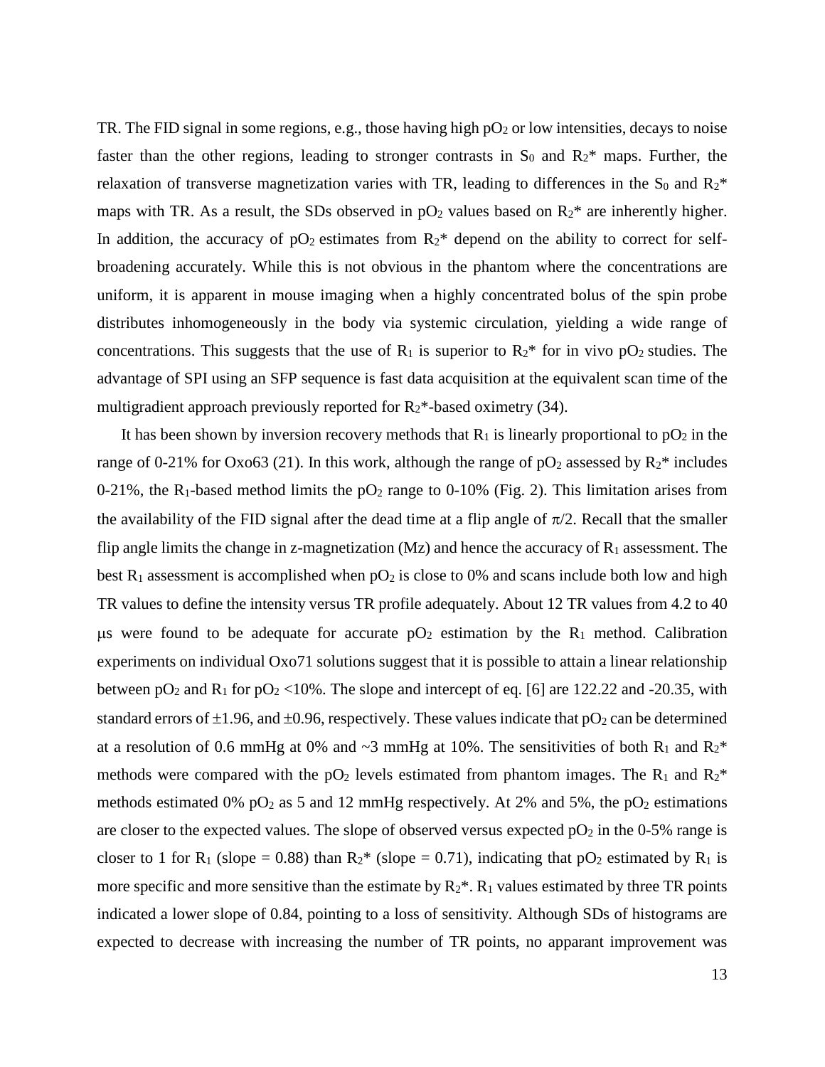TR. The FID signal in some regions, e.g., those having high $pO_2$ or low intensities, decays to noise faster than the other regions, leading to stronger contrasts in $S_0$ and $R_2$* maps. Further, the relaxation of transverse magnetization varies with TR, leading to differences in the $S_0$ and $R_2$* maps with TR. As a result, the SDs observed in $pO_2$ values based on $R_2$* are inherently higher. In addition, the accuracy of $pO_2$ estimates from $R_2$* depend on the ability to correct for self-broadening accurately. While this is not obvious in the phantom where the concentrations are uniform, it is apparent in mouse imaging when a highly concentrated bolus of the spin probe distributes inhomogeneously in the body via systemic circulation, yielding a wide range of concentrations. This suggests that the use of $R_1$ is superior to $R_2$* for in vivo $pO_2$ studies. The advantage of SPI using an SFP sequence is fast data acquisition at the equivalent scan time of the multigradient approach previously reported for $R_2$*-based oximetry (34).

It has been shown by inversion recovery methods that $R_1$ is linearly proportional to $pO_2$ in the range of 0-21% for Oxo63 (21). In this work, although the range of $pO_2$ assessed by $R_2$* includes 0-21%, the $R_1$-based method limits the $pO_2$ range to 0-10% (Fig. 2). This limitation arises from the availability of the FID signal after the dead time at a flip angle of $\pi/2$. Recall that the smaller flip angle limits the change in z-magnetization (Mz) and hence the accuracy of $R_1$ assessment. The best $R_1$ assessment is accomplished when $pO_2$ is close to 0% and scans include both low and high TR values to define the intensity versus TR profile adequately. About 12 TR values from 4.2 to 40 $\mu$s were found to be adequate for accurate $pO_2$ estimation by the $R_1$ method. Calibration experiments on individual Oxo71 solutions suggest that it is possible to attain a linear relationship between $pO_2$ and $R_1$ for $pO_2$ <10%. The slope and intercept of eq. [6] are 122.22 and -20.35, with standard errors of $\pm$1.96, and $\pm$0.96, respectively. These values indicate that $pO_2$ can be determined at a resolution of 0.6 mmHg at 0% and ~3 mmHg at 10%. The sensitivities of both $R_1$ and $R_2$* methods were compared with the $pO_2$ levels estimated from phantom images. The $R_1$ and $R_2$* methods estimated 0% $pO_2$ as 5 and 12 mmHg respectively. At 2% and 5%, the $pO_2$ estimations are closer to the expected values. The slope of observed versus expected $pO_2$ in the 0-5% range is closer to 1 for $R_1$ (slope = 0.88) than $R_2$* (slope = 0.71), indicating that $pO_2$ estimated by $R_1$ is more specific and more sensitive than the estimate by $R_2$*. $R_1$ values estimated by three TR points indicated a lower slope of 0.84, pointing to a loss of sensitivity. Although SDs of histograms are expected to decrease with increasing the number of TR points, no apparent improvement was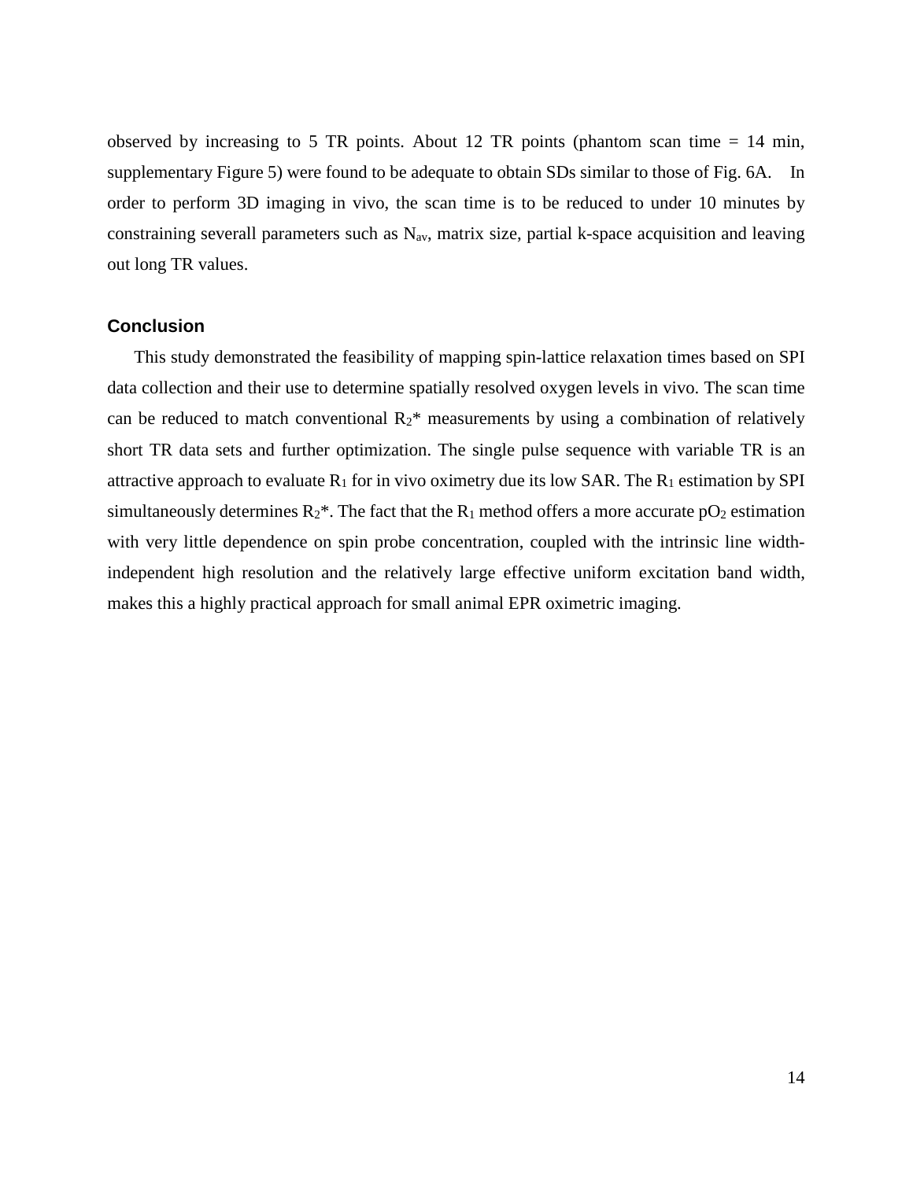observed by increasing to 5 TR points. About 12 TR points (phantom scan time = 14 min, supplementary Figure 5) were found to be adequate to obtain SDs similar to those of Fig. 6A. In order to perform 3D imaging in vivo, the scan time is to be reduced to under 10 minutes by constraining severall parameters such as $N_{av}$, matrix size, partial k-space acquisition and leaving out long TR values.

## Conclusion

This study demonstrated the feasibility of mapping spin-lattice relaxation times based on SPI data collection and their use to determine spatially resolved oxygen levels in vivo. The scan time can be reduced to match conventional $R_2$* measurements by using a combination of relatively short TR data sets and further optimization. The single pulse sequence with variable TR is an attractive approach to evaluate $R_1$ for in vivo oximetry due its low SAR. The $R_1$ estimation by SPI simultaneously determines $R_2$*. The fact that the $R_1$ method offers a more accurate $pO_2$ estimation with very little dependence on spin probe concentration, coupled with the intrinsic line width-independent high resolution and the relatively large effective uniform excitation band width, makes this a highly practical approach for small animal EPR oximetric imaging.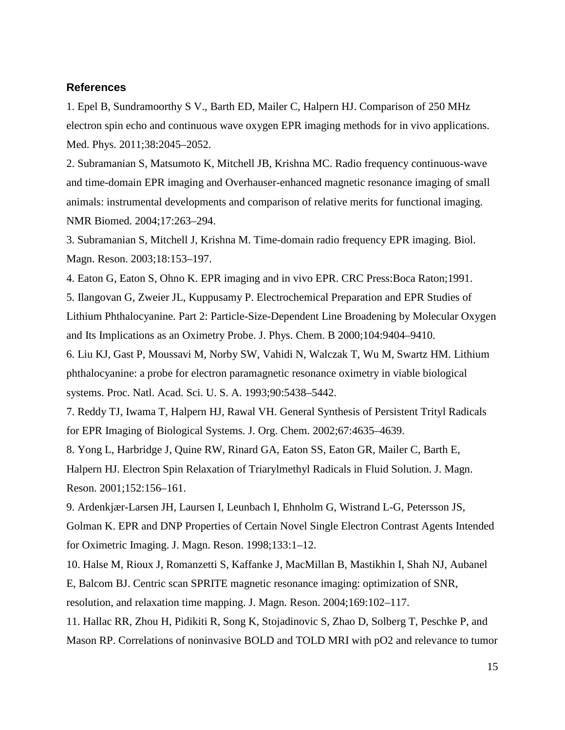**References**

1. Epel B, Sundramoorthy S V., Barth ED, Mailer C, Halpern HJ. Comparison of 250 MHz electron spin echo and continuous wave oxygen EPR imaging methods for in vivo applications. Med. Phys. 2011;38:2045–2052.

2. Subramanian S, Matsumoto K, Mitchell JB, Krishna MC. Radio frequency continuous-wave and time-domain EPR imaging and Overhauser-enhanced magnetic resonance imaging of small animals: instrumental developments and comparison of relative merits for functional imaging. NMR Biomed. 2004;17:263–294.

3. Subramanian S, Mitchell J, Krishna M. Time-domain radio frequency EPR imaging. Biol. Magn. Reson. 2003;18:153–197.

4. Eaton G, Eaton S, Ohno K. EPR imaging and in vivo EPR. CRC Press:Boca Raton;1991.

5. Ilangovan G, Zweier JL, Kuppusamy P. Electrochemical Preparation and EPR Studies of Lithium Phthalocyanine. Part 2: Particle-Size-Dependent Line Broadening by Molecular Oxygen and Its Implications as an Oximetry Probe. J. Phys. Chem. B 2000;104:9404–9410.

6. Liu KJ, Gast P, Moussavi M, Norby SW, Vahidi N, Walczak T, Wu M, Swartz HM. Lithium phthalocyanine: a probe for electron paramagnetic resonance oximetry in viable biological systems. Proc. Natl. Acad. Sci. U. S. A. 1993;90:5438–5442.

7. Reddy TJ, Iwama T, Halpern HJ, Rawal VH. General Synthesis of Persistent Trityl Radicals for EPR Imaging of Biological Systems. J. Org. Chem. 2002;67:4635–4639.

8. Yong L, Harbridge J, Quine RW, Rinard GA, Eaton SS, Eaton GR, Mailer C, Barth E, Halpern HJ. Electron Spin Relaxation of Triarylmethyl Radicals in Fluid Solution. J. Magn. Reson. 2001;152:156–161.

9. Ardenkjær-Larsen JH, Laursen I, Leunbach I, Ehnholm G, Wistrand L-G, Petersson JS, Golman K. EPR and DNP Properties of Certain Novel Single Electron Contrast Agents Intended for Oximetric Imaging. J. Magn. Reson. 1998;133:1–12.

10. Halse M, Rioux J, Romanzetti S, Kaffanke J, MacMillan B, Mastikhin I, Shah NJ, Aubanel E, Balcom BJ. Centric scan SPRITE magnetic resonance imaging: optimization of SNR, resolution, and relaxation time mapping. J. Magn. Reson. 2004;169:102–117.

11. Hallac RR, Zhou H, Pidikiti R, Song K, Stojadinovic S, Zhao D, Solberg T, Peschke P, and Mason RP. Correlations of noninvasive BOLD and TOLD MRI with pO2 and relevance to tumor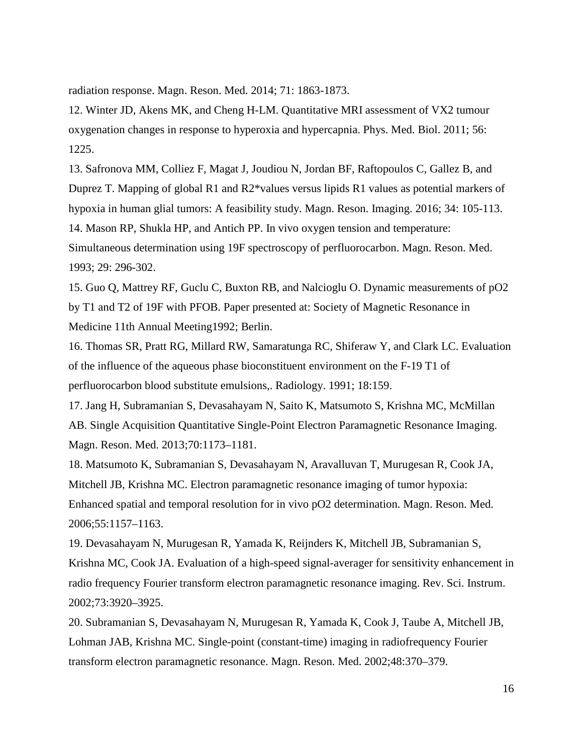radiation response. Magn. Reson. Med. 2014; 71: 1863-1873.

12. Winter JD, Akens MK, and Cheng H-LM. Quantitative MRI assessment of VX2 tumour oxygenation changes in response to hyperoxia and hypercapnia. Phys. Med. Biol. 2011; 56: 1225.

13. Safronova MM, Colliez F, Magat J, Joudiou N, Jordan BF, Raftopoulos C, Gallez B, and Duprez T. Mapping of global R1 and R2*values versus lipids R1 values as potential markers of hypoxia in human glial tumors: A feasibility study. Magn. Reson. Imaging. 2016; 34: 105-113.

14. Mason RP, Shukla HP, and Antich PP. In vivo oxygen tension and temperature: Simultaneous determination using 19F spectroscopy of perfluorocarbon. Magn. Reson. Med. 1993; 29: 296-302.

15. Guo Q, Mattrey RF, Guclu C, Buxton RB, and Nalcioglu O. Dynamic measurements of pO2 by T1 and T2 of 19F with PFOB. Paper presented at: Society of Magnetic Resonance in Medicine 11th Annual Meeting1992; Berlin.

16. Thomas SR, Pratt RG, Millard RW, Samaratunga RC, Shiferaw Y, and Clark LC. Evaluation of the influence of the aqueous phase bioconstituent environment on the F-19 T1 of perfluorocarbon blood substitute emulsions,. Radiology. 1991; 18:159.

17. Jang H, Subramanian S, Devasahayam N, Saito K, Matsumoto S, Krishna MC, McMillan AB. Single Acquisition Quantitative Single-Point Electron Paramagnetic Resonance Imaging. Magn. Reson. Med. 2013;70:1173–1181.

18. Matsumoto K, Subramanian S, Devasahayam N, Aravalluvan T, Murugesan R, Cook JA, Mitchell JB, Krishna MC. Electron paramagnetic resonance imaging of tumor hypoxia: Enhanced spatial and temporal resolution for in vivo pO2 determination. Magn. Reson. Med. 2006;55:1157–1163.

19. Devasahayam N, Murugesan R, Yamada K, Reijnders K, Mitchell JB, Subramanian S, Krishna MC, Cook JA. Evaluation of a high-speed signal-averager for sensitivity enhancement in radio frequency Fourier transform electron paramagnetic resonance imaging. Rev. Sci. Instrum. 2002;73:3920–3925.

20. Subramanian S, Devasahayam N, Murugesan R, Yamada K, Cook J, Taube A, Mitchell JB, Lohman JAB, Krishna MC. Single-point (constant-time) imaging in radiofrequency Fourier transform electron paramagnetic resonance. Magn. Reson. Med. 2002;48:370–379.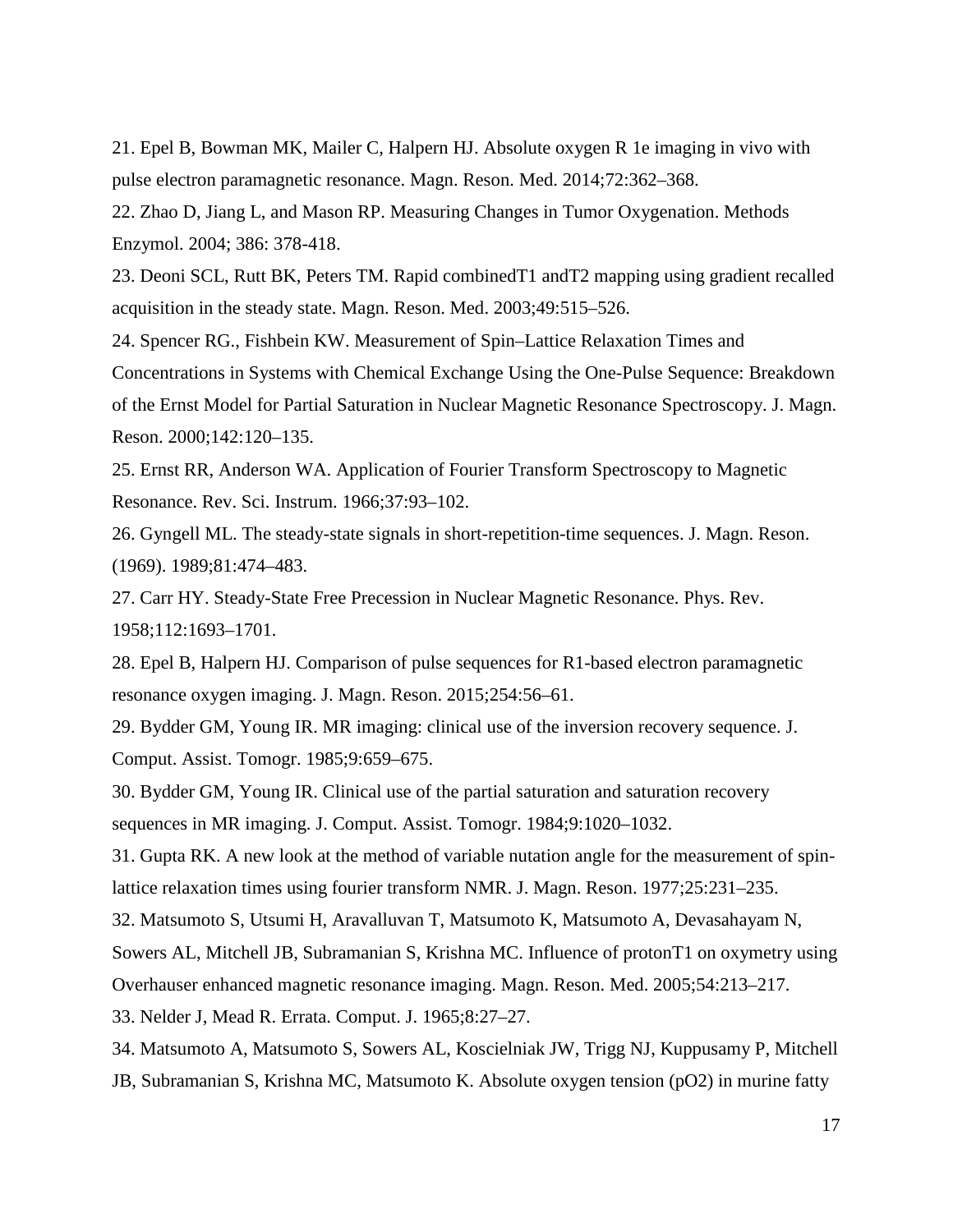21. Epel B, Bowman MK, Mailer C, Halpern HJ. Absolute oxygen R 1e imaging in vivo with pulse electron paramagnetic resonance. Magn. Reson. Med. 2014;72:362–368.

22. Zhao D, Jiang L, and Mason RP. Measuring Changes in Tumor Oxygenation. Methods Enzymol. 2004; 386: 378-418.

23. Deoni SCL, Rutt BK, Peters TM. Rapid combinedT1 andT2 mapping using gradient recalled acquisition in the steady state. Magn. Reson. Med. 2003;49:515–526.

24. Spencer RG., Fishbein KW. Measurement of Spin–Lattice Relaxation Times and Concentrations in Systems with Chemical Exchange Using the One-Pulse Sequence: Breakdown of the Ernst Model for Partial Saturation in Nuclear Magnetic Resonance Spectroscopy. J. Magn. Reson. 2000;142:120–135.

25. Ernst RR, Anderson WA. Application of Fourier Transform Spectroscopy to Magnetic Resonance. Rev. Sci. Instrum. 1966;37:93–102.

26. Gyngell ML. The steady-state signals in short-repetition-time sequences. J. Magn. Reson. (1969). 1989;81:474–483.

27. Carr HY. Steady-State Free Precession in Nuclear Magnetic Resonance. Phys. Rev. 1958;112:1693–1701.

28. Epel B, Halpern HJ. Comparison of pulse sequences for R1-based electron paramagnetic resonance oxygen imaging. J. Magn. Reson. 2015;254:56–61.

29. Bydder GM, Young IR. MR imaging: clinical use of the inversion recovery sequence. J. Comput. Assist. Tomogr. 1985;9:659–675.

30. Bydder GM, Young IR. Clinical use of the partial saturation and saturation recovery sequences in MR imaging. J. Comput. Assist. Tomogr. 1984;9:1020–1032.

31. Gupta RK. A new look at the method of variable nutation angle for the measurement of spin-lattice relaxation times using fourier transform NMR. J. Magn. Reson. 1977;25:231–235.

32. Matsumoto S, Utsumi H, Aravalluvan T, Matsumoto K, Matsumoto A, Devasahayam N, Sowers AL, Mitchell JB, Subramanian S, Krishna MC. Influence of protonT1 on oxymetry using Overhauser enhanced magnetic resonance imaging. Magn. Reson. Med. 2005;54:213–217.

33. Nelder J, Mead R. Errata. Comput. J. 1965;8:27–27.

34. Matsumoto A, Matsumoto S, Sowers AL, Koscielniak JW, Trigg NJ, Kuppusamy P, Mitchell JB, Subramanian S, Krishna MC, Matsumoto K. Absolute oxygen tension ($pO_2$) in murine fatty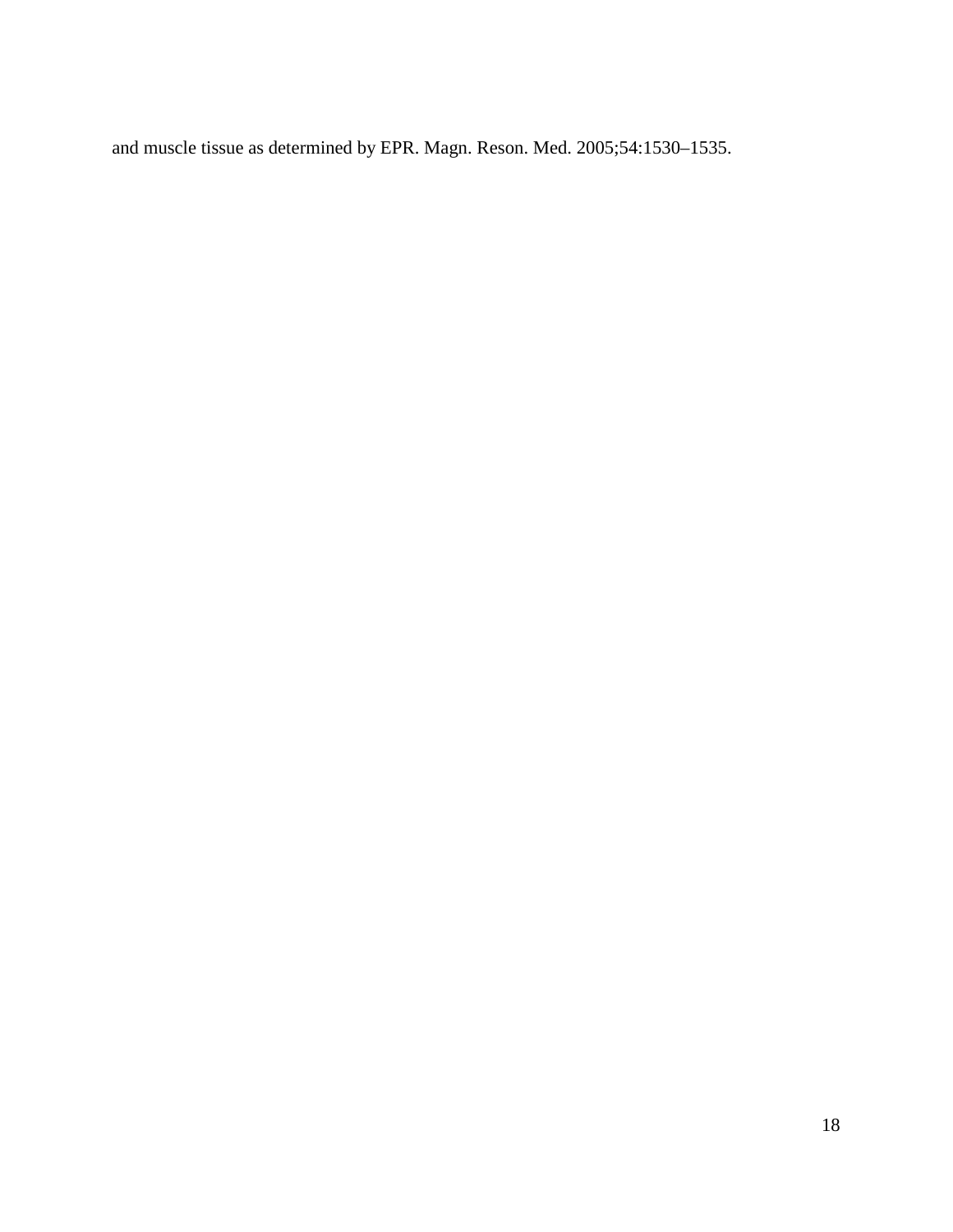and muscle tissue as determined by EPR. Magn. Reson. Med. 2005;54:1530–1535.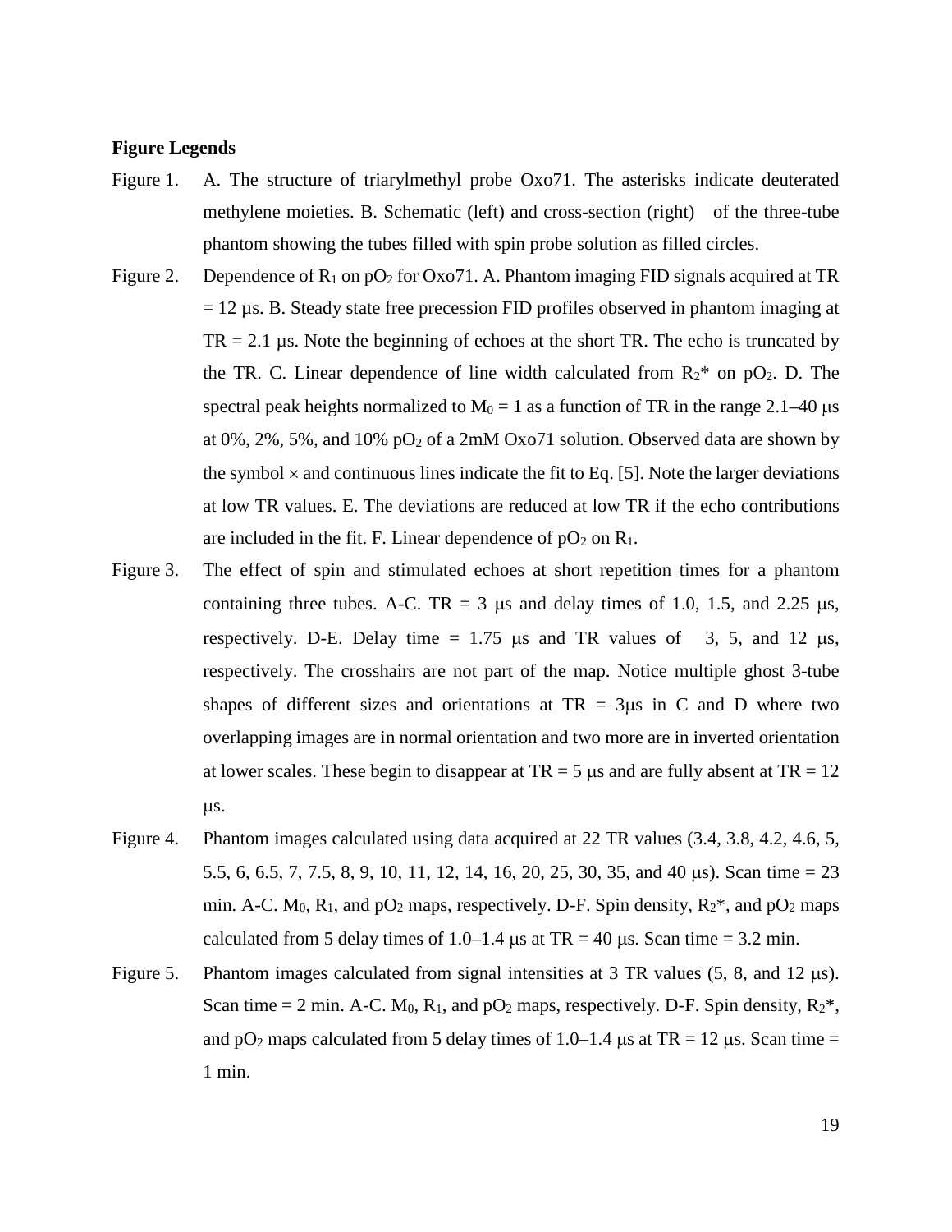**Figure Legends**

Figure 1. A. The structure of triarylmethyl probe Oxo71. The asterisks indicate deuterated methylene moieties. B. Schematic (left) and cross-section (right) of the three-tube phantom showing the tubes filled with spin probe solution as filled circles.

Figure 2. Dependence of $R_1$ on $pO_2$ for Oxo71. A. Phantom imaging FID signals acquired at TR = 12 μs. B. Steady state free precession FID profiles observed in phantom imaging at TR = 2.1 μs. Note the beginning of echoes at the short TR. The echo is truncated by the TR. C. Linear dependence of line width calculated from $R_2$* on $pO_2$. D. The spectral peak heights normalized to $M_0 = 1$ as a function of TR in the range 2.1–40 μs at 0%, 2%, 5%, and 10% $pO_2$ of a 2mM Oxo71 solution. Observed data are shown by the symbol × and continuous lines indicate the fit to Eq. [5]. Note the larger deviations at low TR values. E. The deviations are reduced at low TR if the echo contributions are included in the fit. F. Linear dependence of $pO_2$ on $R_1$.

Figure 3. The effect of spin and stimulated echoes at short repetition times for a phantom containing three tubes. A-C. TR = 3 μs and delay times of 1.0, 1.5, and 2.25 μs, respectively. D-E. Delay time = 1.75 μs and TR values of 3, 5, and 12 μs, respectively. The crosshairs are not part of the map. Notice multiple ghost 3-tube shapes of different sizes and orientations at TR = 3μs in C and D where two overlapping images are in normal orientation and two more are in inverted orientation at lower scales. These begin to disappear at TR = 5 μs and are fully absent at TR = 12 μs.

Figure 4. Phantom images calculated using data acquired at 22 TR values (3.4, 3.8, 4.2, 4.6, 5, 5.5, 6, 6.5, 7, 7.5, 8, 9, 10, 11, 12, 14, 16, 20, 25, 30, 35, and 40 μs). Scan time = 23 min. A-C. $M_0$, $R_1$, and $pO_2$ maps, respectively. D-F. Spin density, $R_2$*, and $pO_2$ maps calculated from 5 delay times of 1.0–1.4 μs at TR = 40 μs. Scan time = 3.2 min.

Figure 5. Phantom images calculated from signal intensities at 3 TR values (5, 8, and 12 μs). Scan time = 2 min. A-C. $M_0$, $R_1$, and $pO_2$ maps, respectively. D-F. Spin density, $R_2$*, and $pO_2$ maps calculated from 5 delay times of 1.0–1.4 μs at TR = 12 μs. Scan time = 1 min.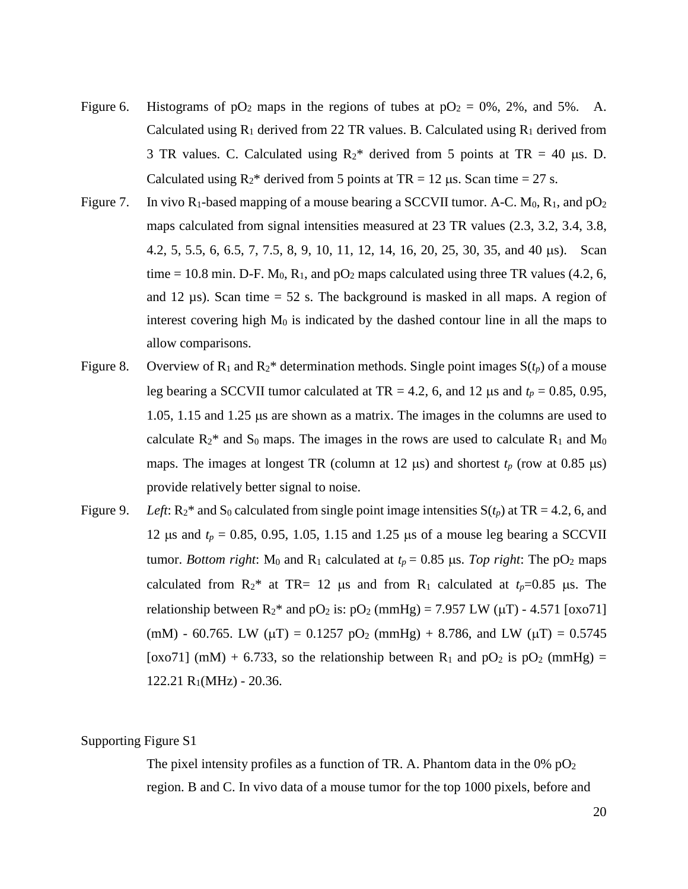Figure 6. Histograms of $pO_2$ maps in the regions of tubes at $pO_2$ = 0%, 2%, and 5%. A. Calculated using $R_1$ derived from 22 TR values. B. Calculated using $R_1$ derived from 3 TR values. C. Calculated using $R_2$* derived from 5 points at TR = 40 μs. D. Calculated using $R_2$* derived from 5 points at TR = 12 μs. Scan time = 27 s.

Figure 7. In vivo $R_1$-based mapping of a mouse bearing a SCCVII tumor. A-C. $M_0$, $R_1$, and $pO_2$ maps calculated from signal intensities measured at 23 TR values (2.3, 3.2, 3.4, 3.8, 4.2, 5, 5.5, 6, 6.5, 7, 7.5, 8, 9, 10, 11, 12, 14, 16, 20, 25, 30, 35, and 40 μs). Scan time = 10.8 min. D-F. $M_0$, $R_1$, and $pO_2$ maps calculated using three TR values (4.2, 6, and 12 µs). Scan time = 52 s. The background is masked in all maps. A region of interest covering high $M_0$ is indicated by the dashed contour line in all the maps to allow comparisons.

Figure 8. Overview of $R_1$ and $R_2$* determination methods. Single point images S($t_p$) of a mouse leg bearing a SCCVII tumor calculated at TR = 4.2, 6, and 12 μs and $t_p$ = 0.85, 0.95, 1.05, 1.15 and 1.25 μs are shown as a matrix. The images in the columns are used to calculate $R_2$* and $S_0$ maps. The images in the rows are used to calculate $R_1$ and $M_0$ maps. The images at longest TR (column at 12 μs) and shortest $t_p$ (row at 0.85 μs) provide relatively better signal to noise.

Figure 9. *Left*: $R_2$* and $S_0$ calculated from single point image intensities S($t_p$) at TR = 4.2, 6, and 12 μs and $t_p$ = 0.85, 0.95, 1.05, 1.15 and 1.25 μs of a mouse leg bearing a SCCVII tumor. *Bottom right*: $M_0$ and $R_1$ calculated at $t_p$ = 0.85 μs. *Top right*: The $pO_2$ maps calculated from $R_2$* at TR= 12 μs and from $R_1$ calculated at $t_p$=0.85 μs. The relationship between $R_2$* and $pO_2$ is: $pO_2$ (mmHg) = 7.957 LW (μT) - 4.571 [oxo71] (mM) - 60.765. LW (μT) = 0.1257 $pO_2$ (mmHg) + 8.786, and LW (μT) = 0.5745 [oxo71] (mM) + 6.733, so the relationship between $R_1$ and $pO_2$ is $pO_2$ (mmHg) = 122.21 $R_1$(MHz) - 20.36.

Supporting Figure S1

The pixel intensity profiles as a function of TR. A. Phantom data in the 0% $pO_2$ region. B and C. In vivo data of a mouse tumor for the top 1000 pixels, before and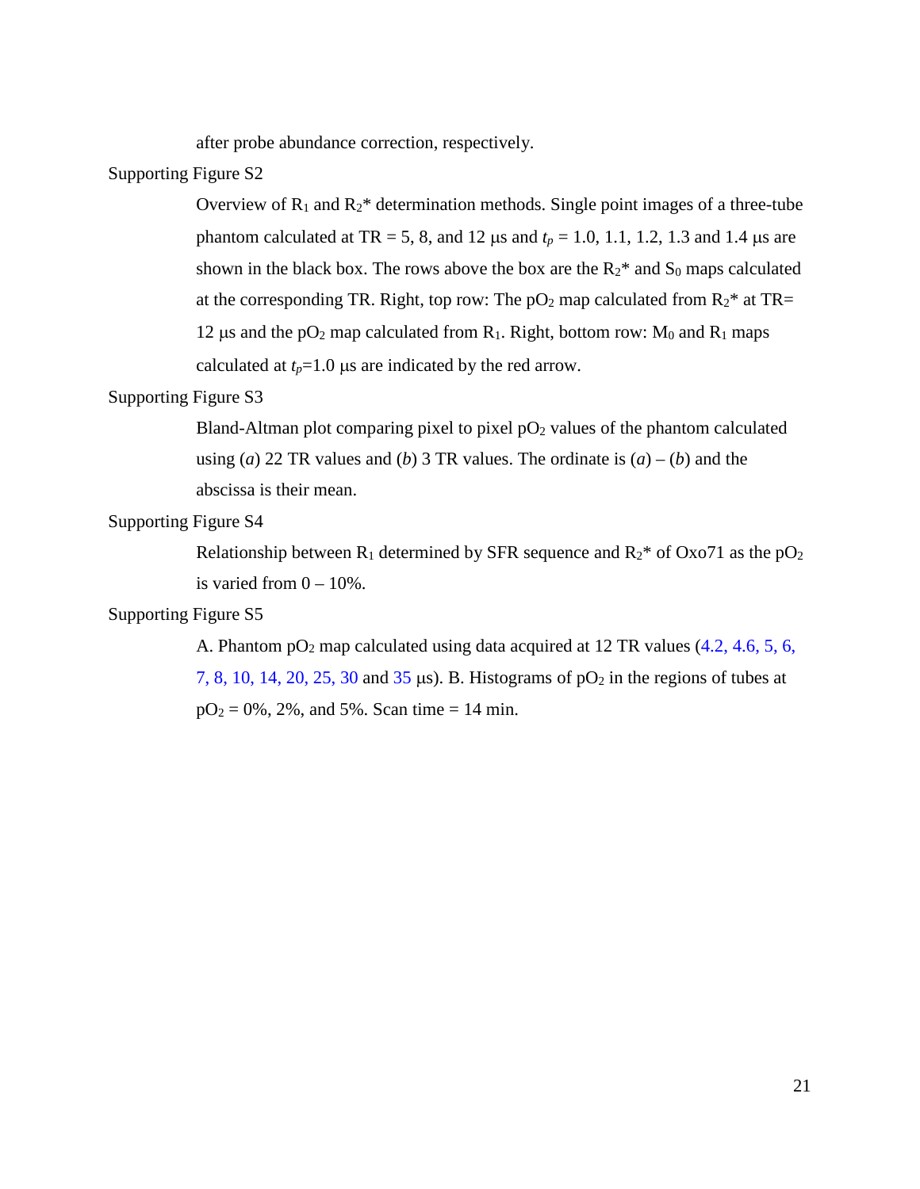after probe abundance correction, respectively.

Supporting Figure S2

Overview of $R_1$ and $R_2$* determination methods. Single point images of a three-tube phantom calculated at TR = 5, 8, and 12 μs and $t_p$ = 1.0, 1.1, 1.2, 1.3 and 1.4 μs are shown in the black box. The rows above the box are the $R_2$* and $S_0$ maps calculated at the corresponding TR. Right, top row: The $pO_2$ map calculated from $R_2$* at TR= 12 μs and the $pO_2$ map calculated from $R_1$. Right, bottom row: $M_0$ and $R_1$ maps calculated at $t_p$=1.0 μs are indicated by the red arrow.

Supporting Figure S3

Bland-Altman plot comparing pixel to pixel $pO_2$ values of the phantom calculated using (*a*) 22 TR values and (*b*) 3 TR values. The ordinate is (*a*) – (*b*) and the abscissa is their mean.

Supporting Figure S4

Relationship between $R_1$ determined by SFR sequence and $R_2$* of Oxo71 as the $pO_2$ is varied from 0 – 10%.

Supporting Figure S5

A. Phantom $pO_2$ map calculated using data acquired at 12 TR values (4.2, 4.6, 5, 6, 7, 8, 10, 14, 20, 25, 30 and 35 μs). B. Histograms of $pO_2$ in the regions of tubes at $pO_2$ = 0%, 2%, and 5%. Scan time = 14 min.